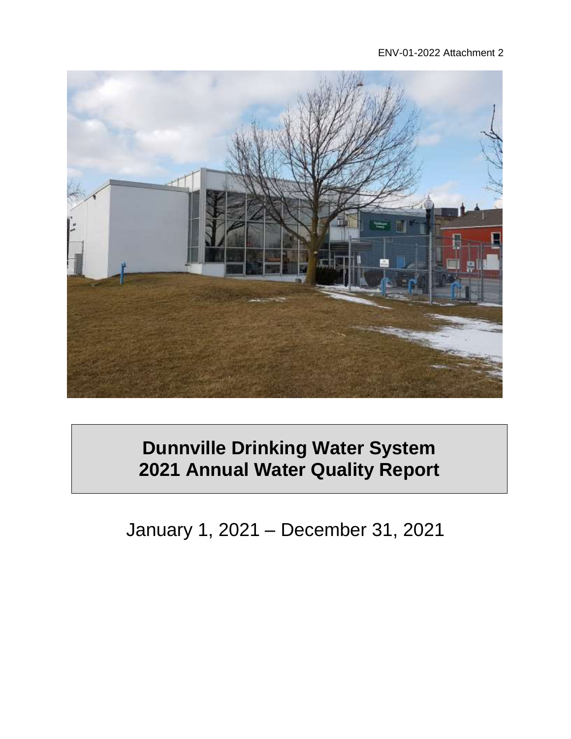ENV-01-2022 Attachment 2

# Dunnville Drinking Water System
# 2021 Annual Water Quality Report

January 1, 2021 – December 31, 2021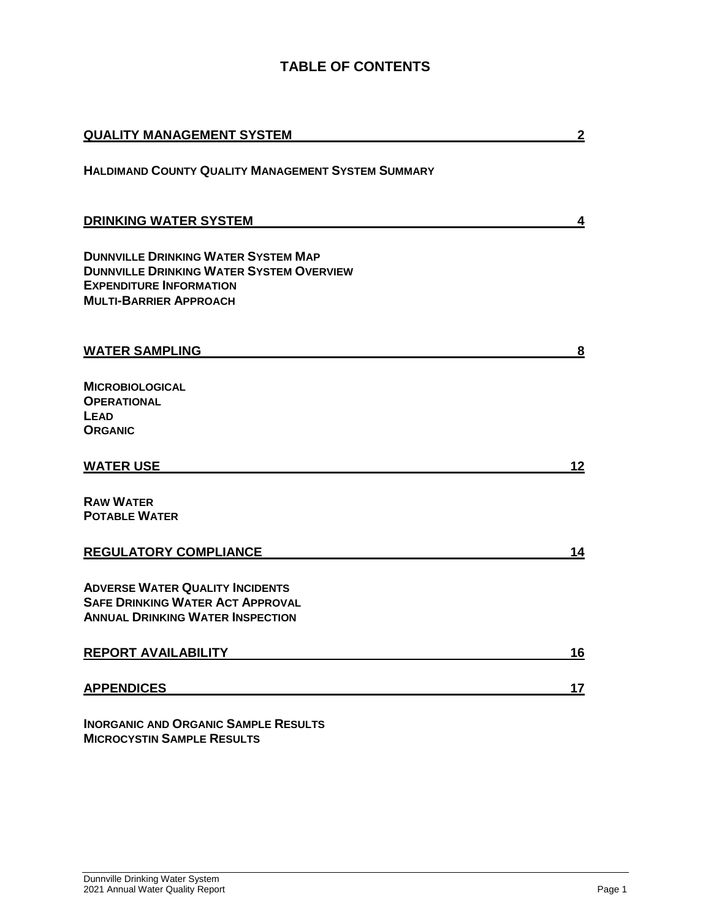# TABLE OF CONTENTS

| | |
|---|---|
| **QUALITY MANAGEMENT SYSTEM** | **2** |
| HALDIMAND COUNTY QUALITY MANAGEMENT SYSTEM SUMMARY | |
| **DRINKING WATER SYSTEM** | **4** |
| DUNNVILLE DRINKING WATER SYSTEM MAP | |
| DUNNVILLE DRINKING WATER SYSTEM OVERVIEW | |
| EXPENDITURE INFORMATION | |
| MULTI-BARRIER APPROACH | |
| **WATER SAMPLING** | **8** |
| MICROBIOLOGICAL | |
| OPERATIONAL | |
| LEAD | |
| ORGANIC | |
| **WATER USE** | **12** |
| RAW WATER | |
| POTABLE WATER | |
| **REGULATORY COMPLIANCE** | **14** |
| ADVERSE WATER QUALITY INCIDENTS | |
| SAFE DRINKING WATER ACT APPROVAL | |
| ANNUAL DRINKING WATER INSPECTION | |
| **REPORT AVAILABILITY** | **16** |
| **APPENDICES** | **17** |
| INORGANIC AND ORGANIC SAMPLE RESULTS | |
| MICROCYSTIN SAMPLE RESULTS | |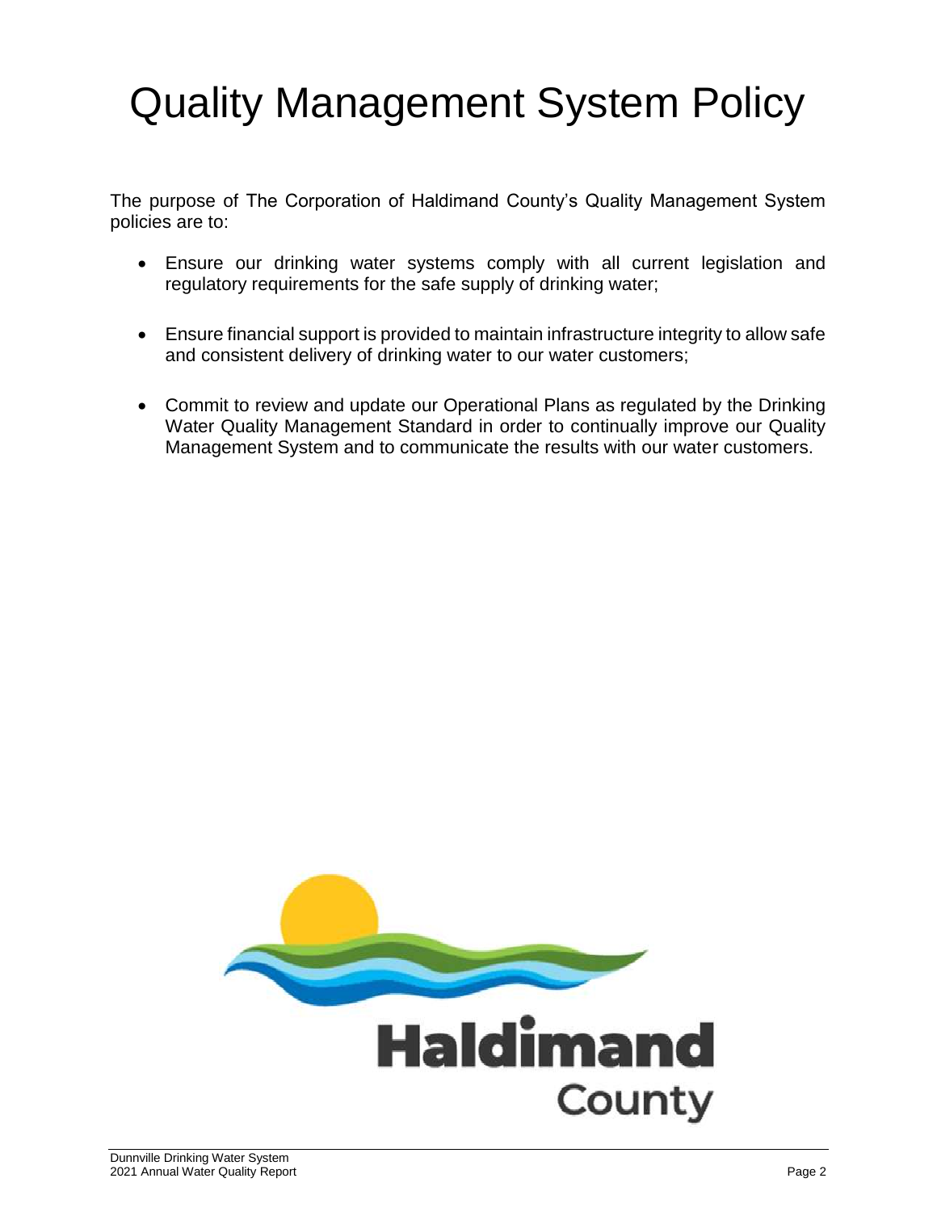# Quality Management System Policy

The purpose of The Corporation of Haldimand County's Quality Management System policies are to:

- Ensure our drinking water systems comply with all current legislation and regulatory requirements for the safe supply of drinking water;
- Ensure financial support is provided to maintain infrastructure integrity to allow safe and consistent delivery of drinking water to our water customers;
- Commit to review and update our Operational Plans as regulated by the Drinking Water Quality Management Standard in order to continually improve our Quality Management System and to communicate the results with our water customers.

Haldimand County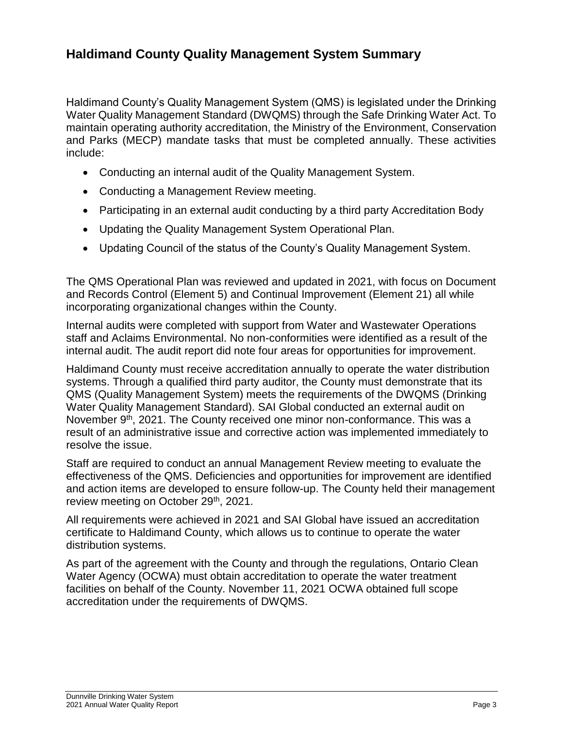## Haldimand County Quality Management System Summary

Haldimand County's Quality Management System (QMS) is legislated under the Drinking Water Quality Management Standard (DWQMS) through the Safe Drinking Water Act. To maintain operating authority accreditation, the Ministry of the Environment, Conservation and Parks (MECP) mandate tasks that must be completed annually. These activities include:

- Conducting an internal audit of the Quality Management System.
- Conducting a Management Review meeting.
- Participating in an external audit conducting by a third party Accreditation Body
- Updating the Quality Management System Operational Plan.
- Updating Council of the status of the County's Quality Management System.

The QMS Operational Plan was reviewed and updated in 2021, with focus on Document and Records Control (Element 5) and Continual Improvement (Element 21) all while incorporating organizational changes within the County.

Internal audits were completed with support from Water and Wastewater Operations staff and Aclaims Environmental. No non-conformities were identified as a result of the internal audit. The audit report did note four areas for opportunities for improvement.

Haldimand County must receive accreditation annually to operate the water distribution systems. Through a qualified third party auditor, the County must demonstrate that its QMS (Quality Management System) meets the requirements of the DWQMS (Drinking Water Quality Management Standard). SAI Global conducted an external audit on November 9th, 2021. The County received one minor non-conformance. This was a result of an administrative issue and corrective action was implemented immediately to resolve the issue.

Staff are required to conduct an annual Management Review meeting to evaluate the effectiveness of the QMS. Deficiencies and opportunities for improvement are identified and action items are developed to ensure follow-up. The County held their management review meeting on October 29th, 2021.

All requirements were achieved in 2021 and SAI Global have issued an accreditation certificate to Haldimand County, which allows us to continue to operate the water distribution systems.

As part of the agreement with the County and through the regulations, Ontario Clean Water Agency (OCWA) must obtain accreditation to operate the water treatment facilities on behalf of the County. November 11, 2021 OCWA obtained full scope accreditation under the requirements of DWQMS.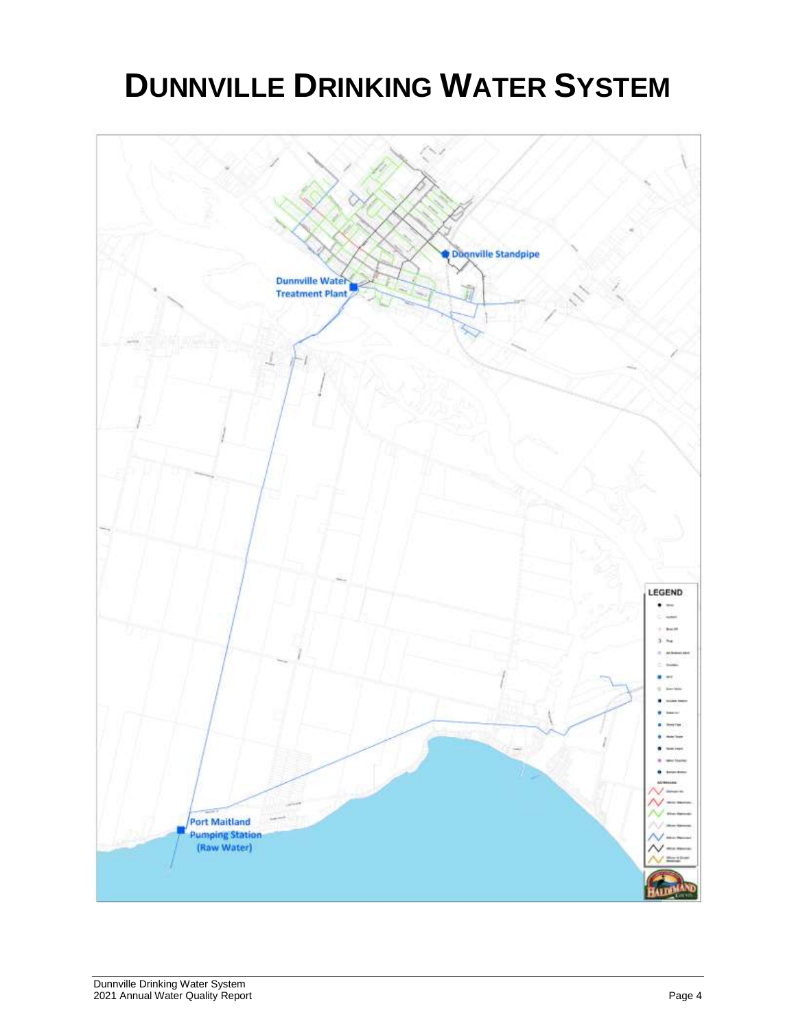# DUNNVILLE DRINKING WATER SYSTEM

Dunnville Standpipe

Dunnville Water Treatment Plant

Port Maitland Pumping Station (Raw Water)

LEGEND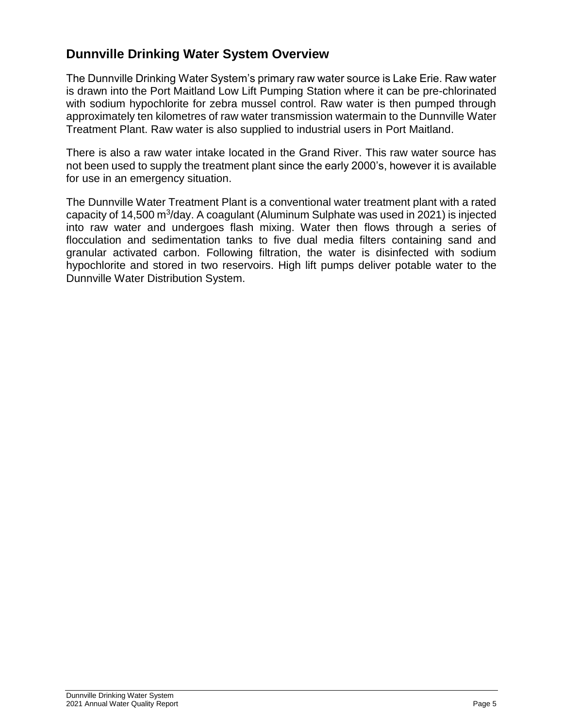## Dunnville Drinking Water System Overview

The Dunnville Drinking Water System's primary raw water source is Lake Erie. Raw water is drawn into the Port Maitland Low Lift Pumping Station where it can be pre-chlorinated with sodium hypochlorite for zebra mussel control. Raw water is then pumped through approximately ten kilometres of raw water transmission watermain to the Dunnville Water Treatment Plant. Raw water is also supplied to industrial users in Port Maitland.

There is also a raw water intake located in the Grand River. This raw water source has not been used to supply the treatment plant since the early 2000's, however it is available for use in an emergency situation.

The Dunnville Water Treatment Plant is a conventional water treatment plant with a rated capacity of 14,500 $m^3$/day. A coagulant (Aluminum Sulphate was used in 2021) is injected into raw water and undergoes flash mixing. Water then flows through a series of flocculation and sedimentation tanks to five dual media filters containing sand and granular activated carbon. Following filtration, the water is disinfected with sodium hypochlorite and stored in two reservoirs. High lift pumps deliver potable water to the Dunnville Water Distribution System.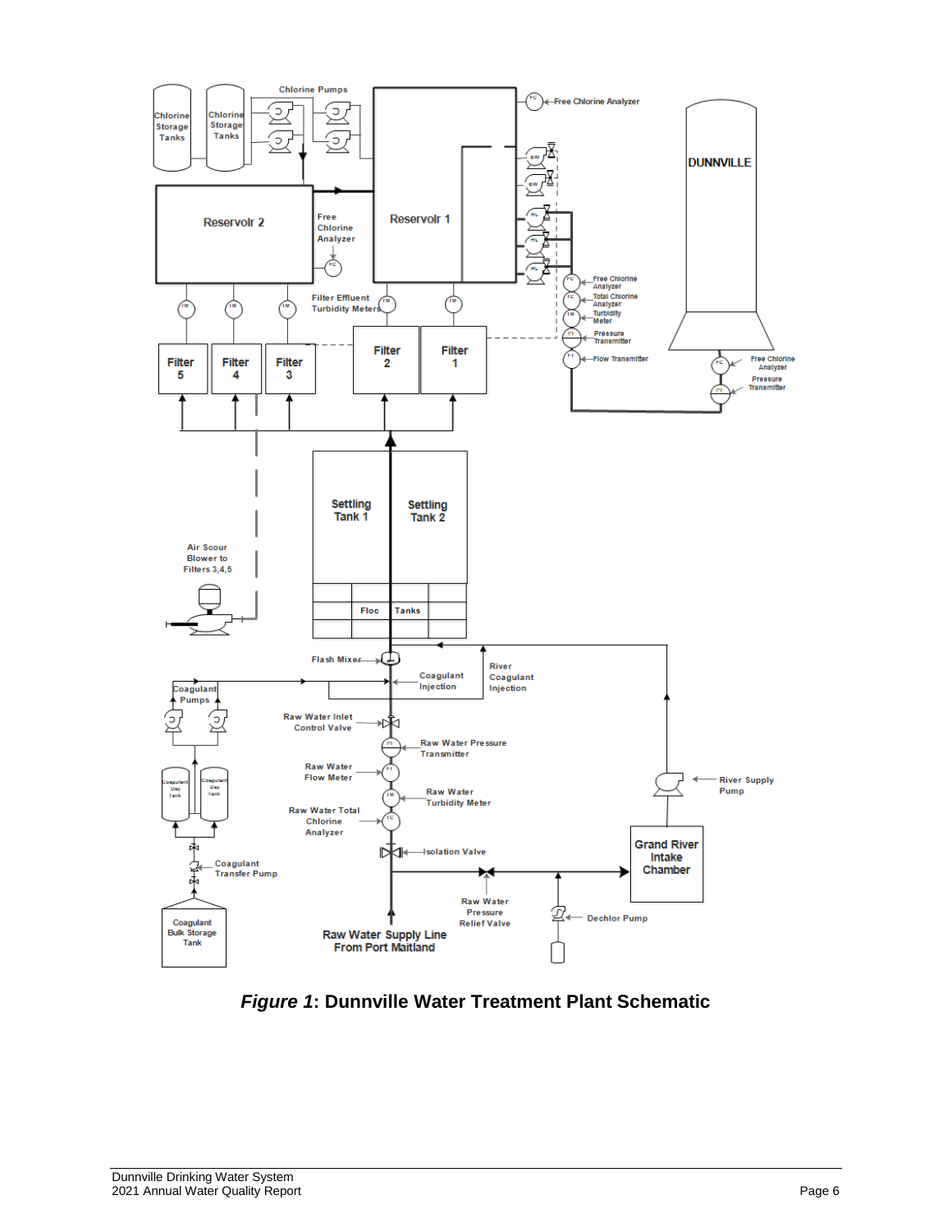***Figure 1*: Dunnville Water Treatment Plant Schematic**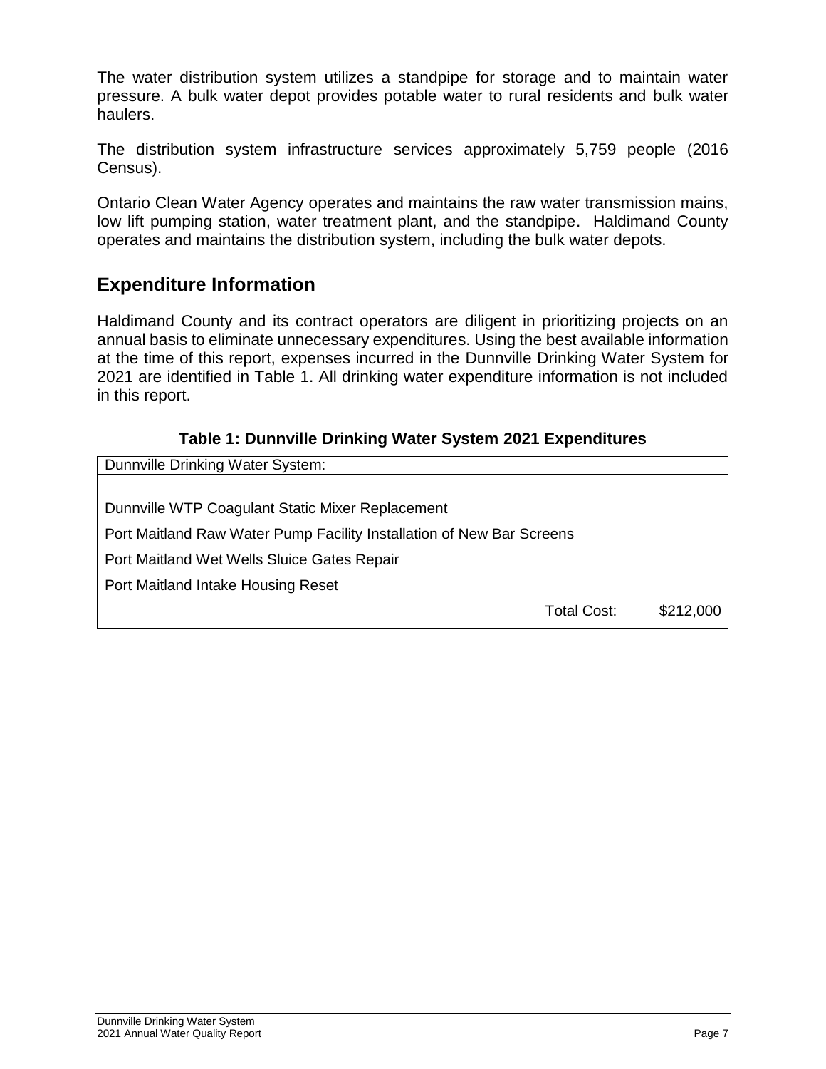The water distribution system utilizes a standpipe for storage and to maintain water pressure. A bulk water depot provides potable water to rural residents and bulk water haulers.

The distribution system infrastructure services approximately 5,759 people (2016 Census).

Ontario Clean Water Agency operates and maintains the raw water transmission mains, low lift pumping station, water treatment plant, and the standpipe. Haldimand County operates and maintains the distribution system, including the bulk water depots.

## Expenditure Information

Haldimand County and its contract operators are diligent in prioritizing projects on an annual basis to eliminate unnecessary expenditures. Using the best available information at the time of this report, expenses incurred in the Dunnville Drinking Water System for 2021 are identified in Table 1. All drinking water expenditure information is not included in this report.

**Table 1: Dunnville Drinking Water System 2021 Expenditures**

| Dunnville Drinking Water System: | |
|---|---|
| Dunnville WTP Coagulant Static Mixer Replacement | |
| Port Maitland Raw Water Pump Facility Installation of New Bar Screens | |
| Port Maitland Wet Wells Sluice Gates Repair | |
| Port Maitland Intake Housing Reset | |
| Total Cost: | $212,000 |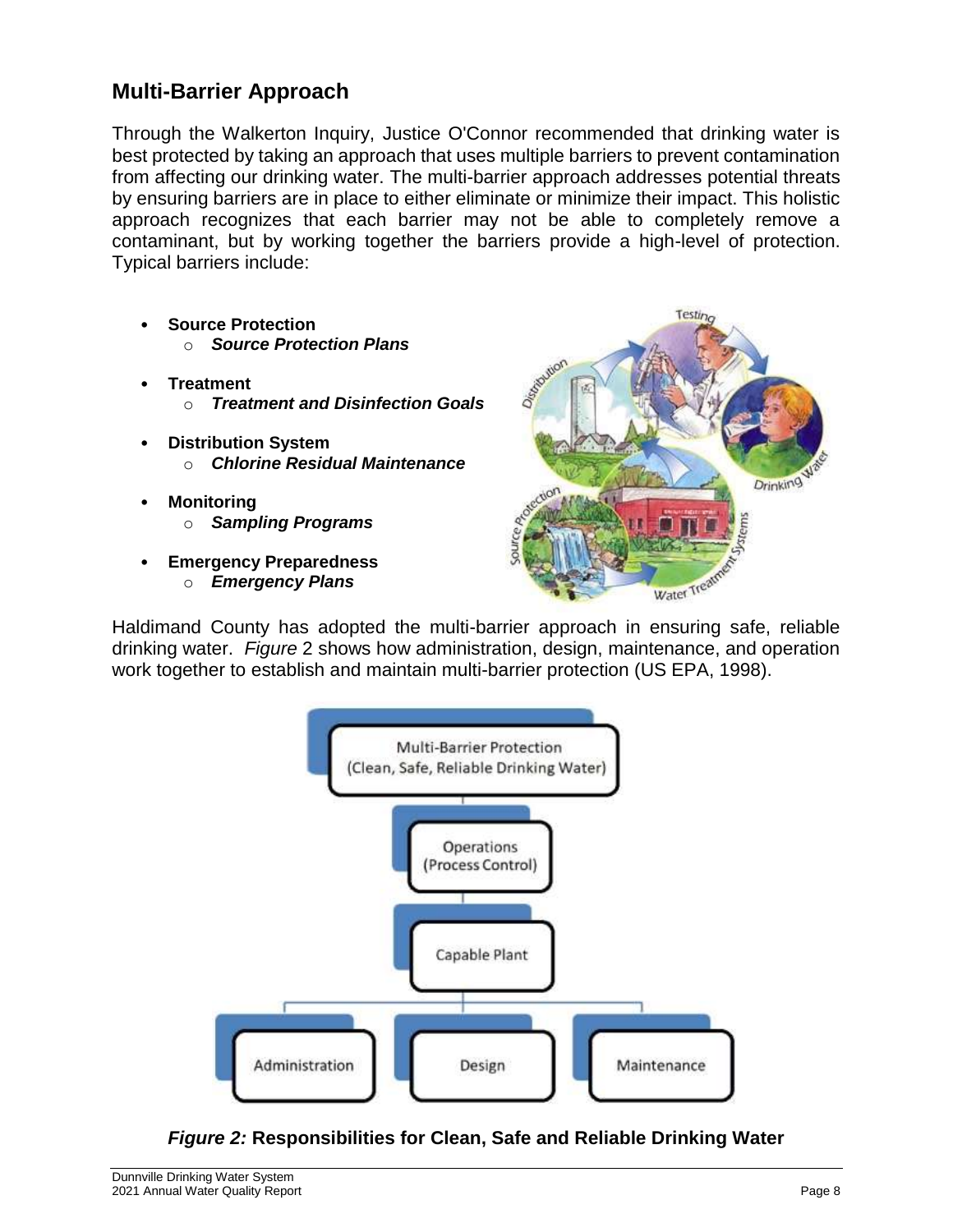## Multi-Barrier Approach

Through the Walkerton Inquiry, Justice O'Connor recommended that drinking water is best protected by taking an approach that uses multiple barriers to prevent contamination from affecting our drinking water. The multi-barrier approach addresses potential threats by ensuring barriers are in place to either eliminate or minimize their impact. This holistic approach recognizes that each barrier may not be able to completely remove a contaminant, but by working together the barriers provide a high-level of protection. Typical barriers include:

- **Source Protection**
  - ***Source Protection Plans***
- **Treatment**
  - ***Treatment and Disinfection Goals***
- **Distribution System**
  - ***Chlorine Residual Maintenance***
- **Monitoring**
  - ***Sampling Programs***
- **Emergency Preparedness**
  - ***Emergency Plans***

Haldimand County has adopted the multi-barrier approach in ensuring safe, reliable drinking water. *Figure* 2 shows how administration, design, maintenance, and operation work together to establish and maintain multi-barrier protection (US EPA, 1998).

Multi-Barrier Protection (Clean, Safe, Reliable Drinking Water)

Operations (Process Control)

Capable Plant

Administration | Design | Maintenance

***Figure 2:*** **Responsibilities for Clean, Safe and Reliable Drinking Water**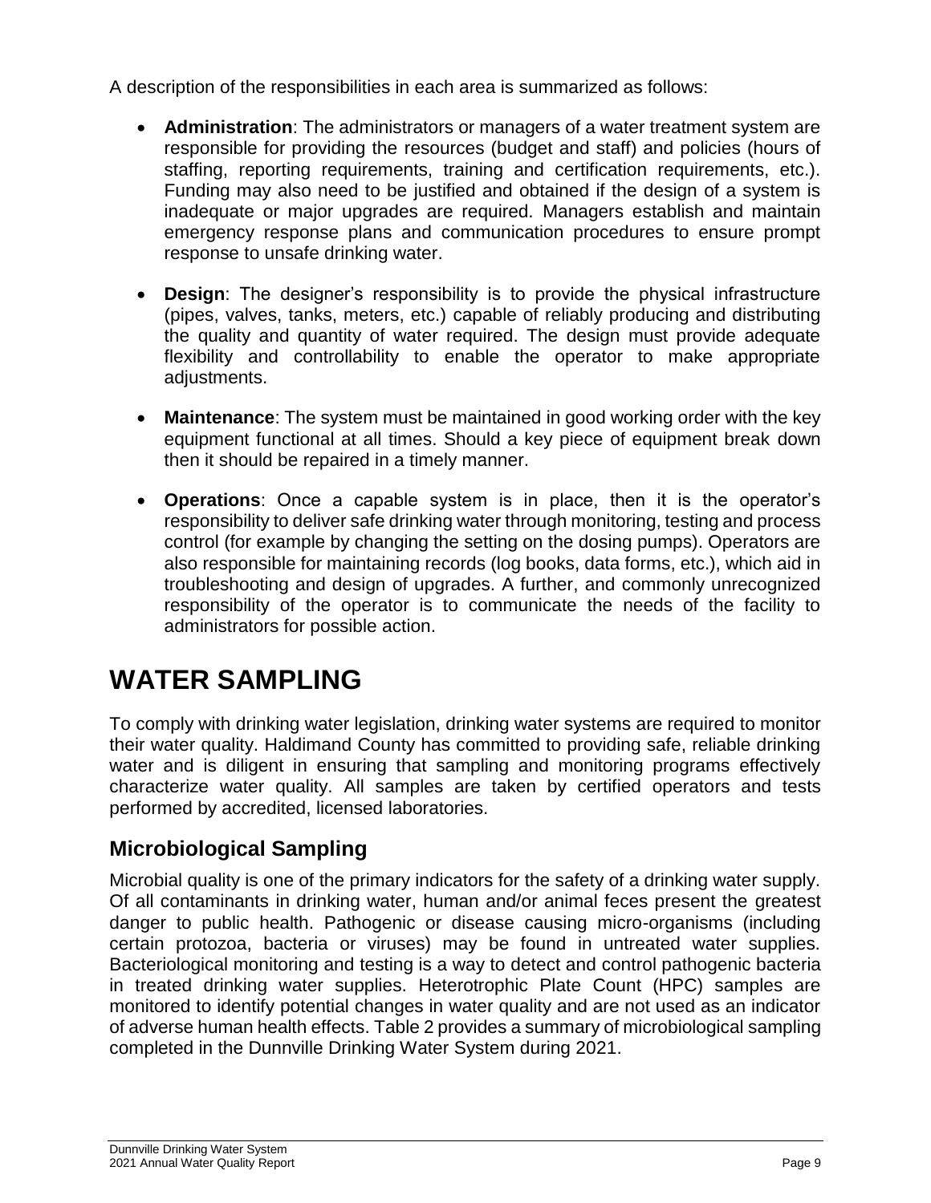A description of the responsibilities in each area is summarized as follows:

- **Administration**: The administrators or managers of a water treatment system are responsible for providing the resources (budget and staff) and policies (hours of staffing, reporting requirements, training and certification requirements, etc.). Funding may also need to be justified and obtained if the design of a system is inadequate or major upgrades are required. Managers establish and maintain emergency response plans and communication procedures to ensure prompt response to unsafe drinking water.
- **Design**: The designer's responsibility is to provide the physical infrastructure (pipes, valves, tanks, meters, etc.) capable of reliably producing and distributing the quality and quantity of water required. The design must provide adequate flexibility and controllability to enable the operator to make appropriate adjustments.
- **Maintenance**: The system must be maintained in good working order with the key equipment functional at all times. Should a key piece of equipment break down then it should be repaired in a timely manner.
- **Operations**: Once a capable system is in place, then it is the operator's responsibility to deliver safe drinking water through monitoring, testing and process control (for example by changing the setting on the dosing pumps). Operators are also responsible for maintaining records (log books, data forms, etc.), which aid in troubleshooting and design of upgrades. A further, and commonly unrecognized responsibility of the operator is to communicate the needs of the facility to administrators for possible action.

# WATER SAMPLING

To comply with drinking water legislation, drinking water systems are required to monitor their water quality. Haldimand County has committed to providing safe, reliable drinking water and is diligent in ensuring that sampling and monitoring programs effectively characterize water quality. All samples are taken by certified operators and tests performed by accredited, licensed laboratories.

## Microbiological Sampling

Microbial quality is one of the primary indicators for the safety of a drinking water supply. Of all contaminants in drinking water, human and/or animal feces present the greatest danger to public health. Pathogenic or disease causing micro-organisms (including certain protozoa, bacteria or viruses) may be found in untreated water supplies. Bacteriological monitoring and testing is a way to detect and control pathogenic bacteria in treated drinking water supplies. Heterotrophic Plate Count (HPC) samples are monitored to identify potential changes in water quality and are not used as an indicator of adverse human health effects. Table 2 provides a summary of microbiological sampling completed in the Dunnville Drinking Water System during 2021.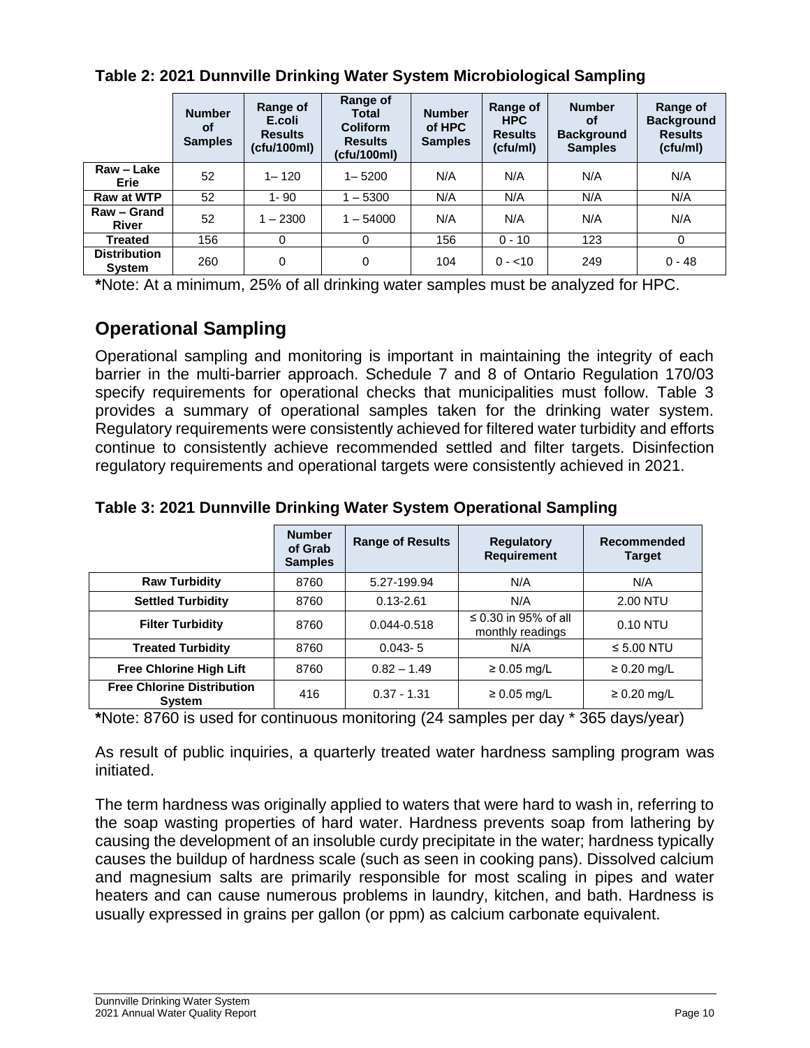**Table 2: 2021 Dunnville Drinking Water System Microbiological Sampling**

| | Number of Samples | Range of E.coli Results (cfu/100ml) | Range of Total Coliform Results (cfu/100ml) | Number of HPC Samples | Range of HPC Results (cfu/ml) | Number of Background Samples | Range of Background Results (cfu/ml) |
|---|---|---|---|---|---|---|---|
| Raw – Lake Erie | 52 | 1– 120 | 1– 5200 | N/A | N/A | N/A | N/A |
| Raw at WTP | 52 | 1- 90 | 1 – 5300 | N/A | N/A | N/A | N/A |
| Raw – Grand River | 52 | 1 – 2300 | 1 – 54000 | N/A | N/A | N/A | N/A |
| Treated | 156 | 0 | 0 | 156 | 0 - 10 | 123 | 0 |
| Distribution System | 260 | 0 | 0 | 104 | 0 - <10 | 249 | 0 - 48 |

**\***Note: At a minimum, 25% of all drinking water samples must be analyzed for HPC.

## Operational Sampling

Operational sampling and monitoring is important in maintaining the integrity of each barrier in the multi-barrier approach. Schedule 7 and 8 of Ontario Regulation 170/03 specify requirements for operational checks that municipalities must follow. Table 3 provides a summary of operational samples taken for the drinking water system. Regulatory requirements were consistently achieved for filtered water turbidity and efforts continue to consistently achieve recommended settled and filter targets. Disinfection regulatory requirements and operational targets were consistently achieved in 2021.

**Table 3: 2021 Dunnville Drinking Water System Operational Sampling**

| | Number of Grab Samples | Range of Results | Regulatory Requirement | Recommended Target |
|---|---|---|---|---|
| **Raw Turbidity** | 8760 | 5.27-199.94 | N/A | N/A |
| **Settled Turbidity** | 8760 | 0.13-2.61 | N/A | 2.00 NTU |
| **Filter Turbidity** | 8760 | 0.044-0.518 | ≤ 0.30 in 95% of all monthly readings | 0.10 NTU |
| **Treated Turbidity** | 8760 | 0.043- 5 | N/A | ≤ 5.00 NTU |
| **Free Chlorine High Lift** | 8760 | 0.82 – 1.49 | ≥ 0.05 mg/L | ≥ 0.20 mg/L |
| **Free Chlorine Distribution System** | 416 | 0.37 - 1.31 | ≥ 0.05 mg/L | ≥ 0.20 mg/L |

**\***Note: 8760 is used for continuous monitoring (24 samples per day * 365 days/year)

As result of public inquiries, a quarterly treated water hardness sampling program was initiated.

The term hardness was originally applied to waters that were hard to wash in, referring to the soap wasting properties of hard water. Hardness prevents soap from lathering by causing the development of an insoluble curdy precipitate in the water; hardness typically causes the buildup of hardness scale (such as seen in cooking pans). Dissolved calcium and magnesium salts are primarily responsible for most scaling in pipes and water heaters and can cause numerous problems in laundry, kitchen, and bath. Hardness is usually expressed in grains per gallon (or ppm) as calcium carbonate equivalent.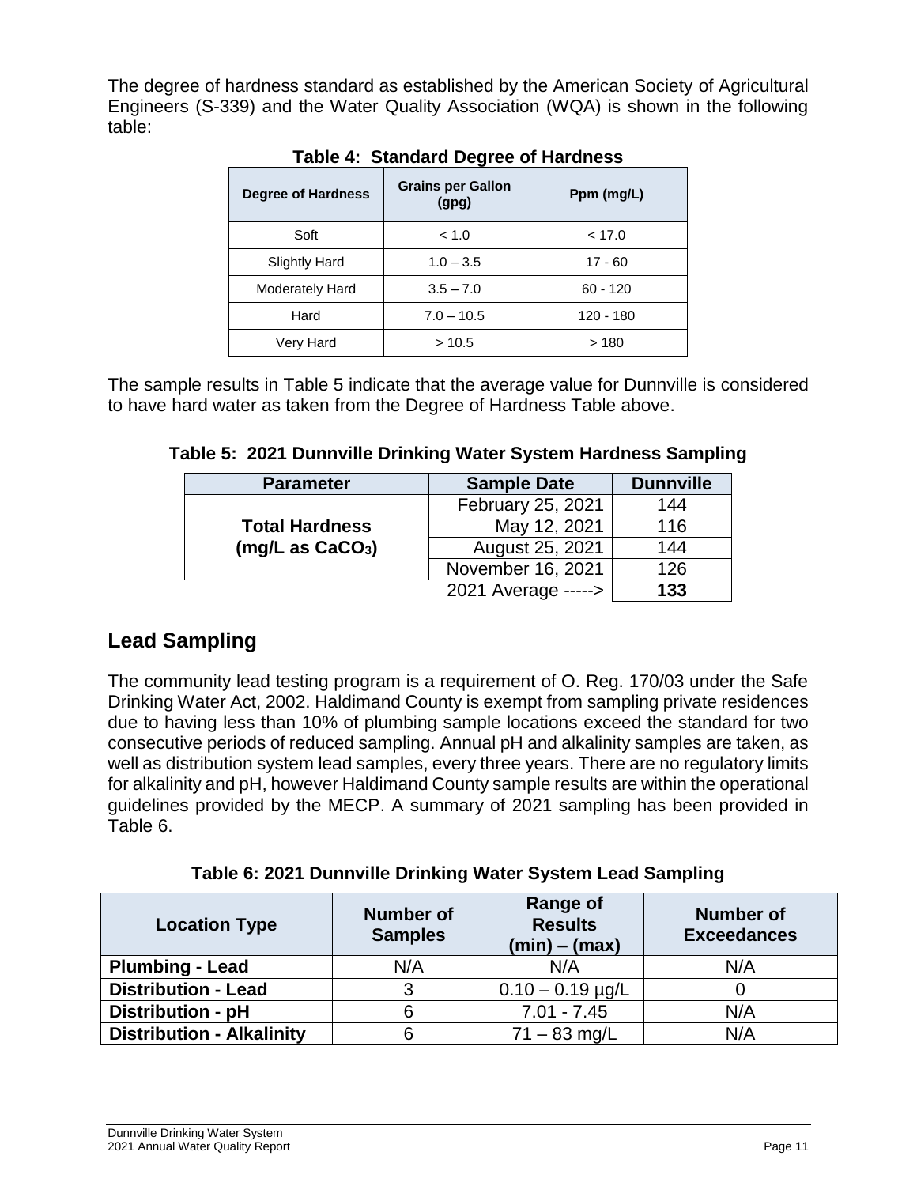The degree of hardness standard as established by the American Society of Agricultural Engineers (S-339) and the Water Quality Association (WQA) is shown in the following table:

**Table 4: Standard Degree of Hardness**

| Degree of Hardness | Grains per Gallon (gpg) | Ppm (mg/L) |
|---|---|---|
| Soft | < 1.0 | < 17.0 |
| Slightly Hard | 1.0 – 3.5 | 17 - 60 |
| Moderately Hard | 3.5 – 7.0 | 60 - 120 |
| Hard | 7.0 – 10.5 | 120 - 180 |
| Very Hard | > 10.5 | > 180 |

The sample results in Table 5 indicate that the average value for Dunnville is considered to have hard water as taken from the Degree of Hardness Table above.

**Table 5: 2021 Dunnville Drinking Water System Hardness Sampling**

| Parameter | Sample Date | Dunnville |
|---|---|---|
| **Total Hardness (mg/L as $CaCO_3$)** | February 25, 2021 | 144 |
| | May 12, 2021 | 116 |
| | August 25, 2021 | 144 |
| | November 16, 2021 | 126 |
| | 2021 Average -----> | **133** |

## Lead Sampling

The community lead testing program is a requirement of O. Reg. 170/03 under the Safe Drinking Water Act, 2002. Haldimand County is exempt from sampling private residences due to having less than 10% of plumbing sample locations exceed the standard for two consecutive periods of reduced sampling. Annual pH and alkalinity samples are taken, as well as distribution system lead samples, every three years. There are no regulatory limits for alkalinity and pH, however Haldimand County sample results are within the operational guidelines provided by the MECP. A summary of 2021 sampling has been provided in Table 6.

**Table 6: 2021 Dunnville Drinking Water System Lead Sampling**

| Location Type | Number of Samples | Range of Results (min) – (max) | Number of Exceedances |
|---|---|---|---|
| **Plumbing - Lead** | N/A | N/A | N/A |
| **Distribution - Lead** | 3 | 0.10 – 0.19 µg/L | 0 |
| **Distribution - pH** | 6 | 7.01 - 7.45 | N/A |
| **Distribution - Alkalinity** | 6 | 71 – 83 mg/L | N/A |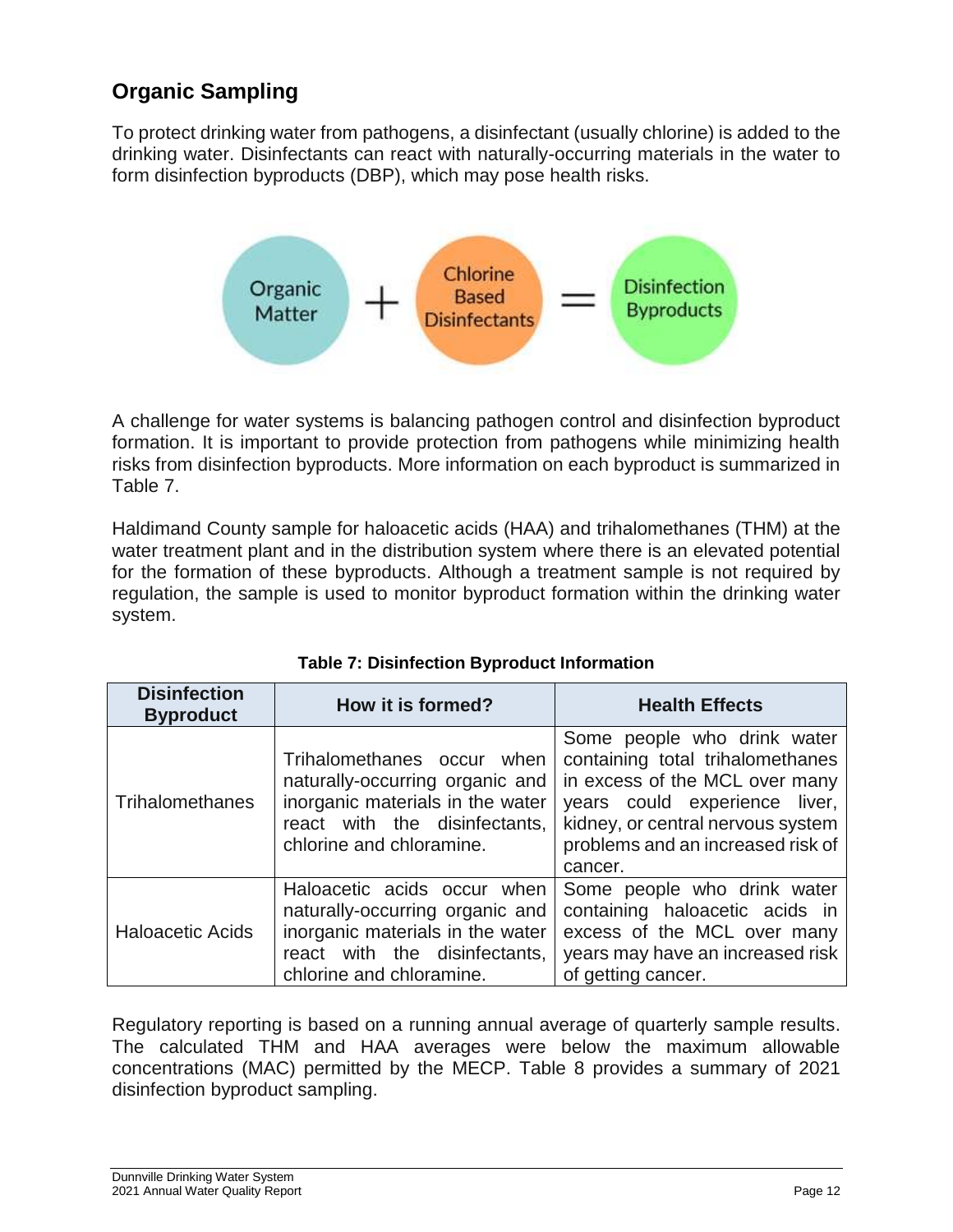## Organic Sampling

To protect drinking water from pathogens, a disinfectant (usually chlorine) is added to the drinking water. Disinfectants can react with naturally-occurring materials in the water to form disinfection byproducts (DBP), which may pose health risks.

Organic Matter + Chlorine Based Disinfectants = Disinfection Byproducts

A challenge for water systems is balancing pathogen control and disinfection byproduct formation. It is important to provide protection from pathogens while minimizing health risks from disinfection byproducts. More information on each byproduct is summarized in Table 7.

Haldimand County sample for haloacetic acids (HAA) and trihalomethanes (THM) at the water treatment plant and in the distribution system where there is an elevated potential for the formation of these byproducts. Although a treatment sample is not required by regulation, the sample is used to monitor byproduct formation within the drinking water system.

**Table 7: Disinfection Byproduct Information**

| Disinfection Byproduct | How it is formed? | Health Effects |
|---|---|---|
| Trihalomethanes | Trihalomethanes occur when naturally-occurring organic and inorganic materials in the water react with the disinfectants, chlorine and chloramine. | Some people who drink water containing total trihalomethanes in excess of the MCL over many years could experience liver, kidney, or central nervous system problems and an increased risk of cancer. |
| Haloacetic Acids | Haloacetic acids occur when naturally-occurring organic and inorganic materials in the water react with the disinfectants, chlorine and chloramine. | Some people who drink water containing haloacetic acids in excess of the MCL over many years may have an increased risk of getting cancer. |

Regulatory reporting is based on a running annual average of quarterly sample results. The calculated THM and HAA averages were below the maximum allowable concentrations (MAC) permitted by the MECP. Table 8 provides a summary of 2021 disinfection byproduct sampling.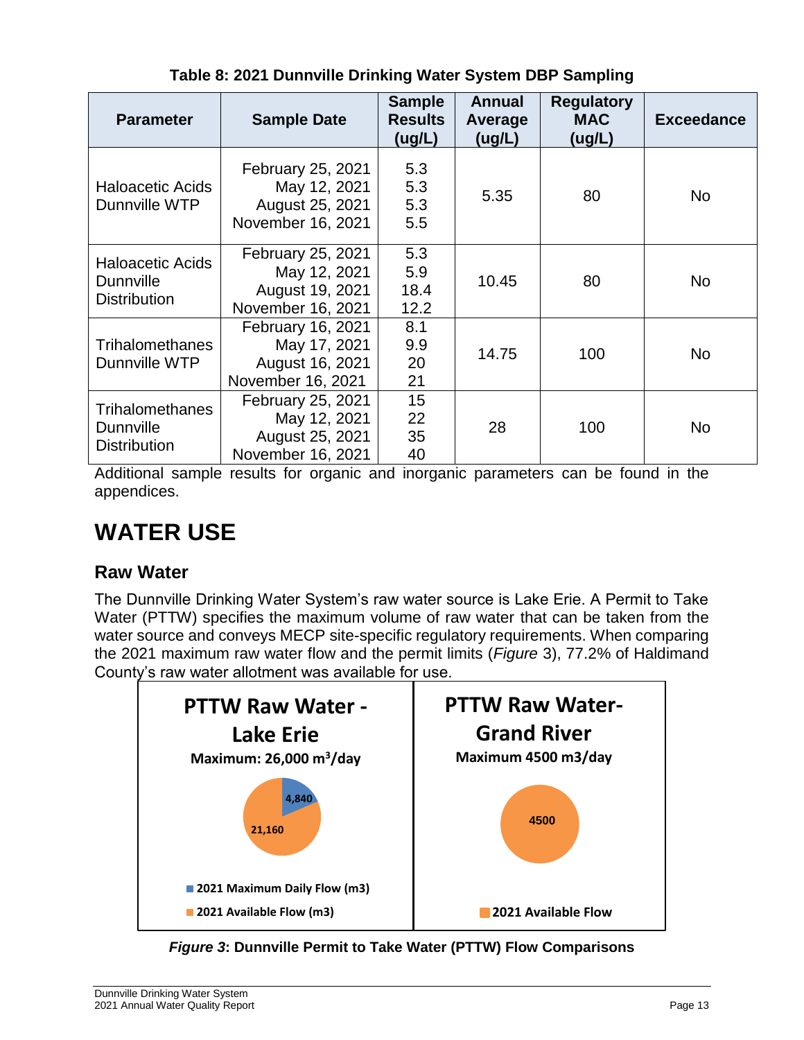**Table 8: 2021 Dunnville Drinking Water System DBP Sampling**

| Parameter | Sample Date | Sample Results (ug/L) | Annual Average (ug/L) | Regulatory MAC (ug/L) | Exceedance |
|---|---|---|---|---|---|
| Haloacetic Acids Dunnville WTP | February 25, 2021<br>May 12, 2021<br>August 25, 2021<br>November 16, 2021 | 5.3<br>5.3<br>5.3<br>5.5 | 5.35 | 80 | No |
| Haloacetic Acids Dunnville Distribution | February 25, 2021<br>May 12, 2021<br>August 19, 2021<br>November 16, 2021 | 5.3<br>5.9<br>18.4<br>12.2 | 10.45 | 80 | No |
| Trihalomethanes Dunnville WTP | February 16, 2021<br>May 17, 2021<br>August 16, 2021<br>November 16, 2021 | 8.1<br>9.9<br>20<br>21 | 14.75 | 100 | No |
| Trihalomethanes Dunnville Distribution | February 25, 2021<br>May 12, 2021<br>August 25, 2021<br>November 16, 2021 | 15<br>22<br>35<br>40 | 28 | 100 | No |

Additional sample results for organic and inorganic parameters can be found in the appendices.

# WATER USE

## Raw Water

The Dunnville Drinking Water System's raw water source is Lake Erie. A Permit to Take Water (PTTW) specifies the maximum volume of raw water that can be taken from the water source and conveys MECP site-specific regulatory requirements. When comparing the 2021 maximum raw water flow and the permit limits (*Figure* 3), 77.2% of Haldimand County's raw water allotment was available for use.

**PTTW Raw Water - Lake Erie**
**Maximum: 26,000 m³/day**

- 2021 Maximum Daily Flow (m3): 4,840
- 2021 Available Flow (m3): 21,160

**PTTW Raw Water- Grand River**
**Maximum 4500 m3/day**

- 2021 Available Flow: 4500

***Figure 3*: Dunnville Permit to Take Water (PTTW) Flow Comparisons**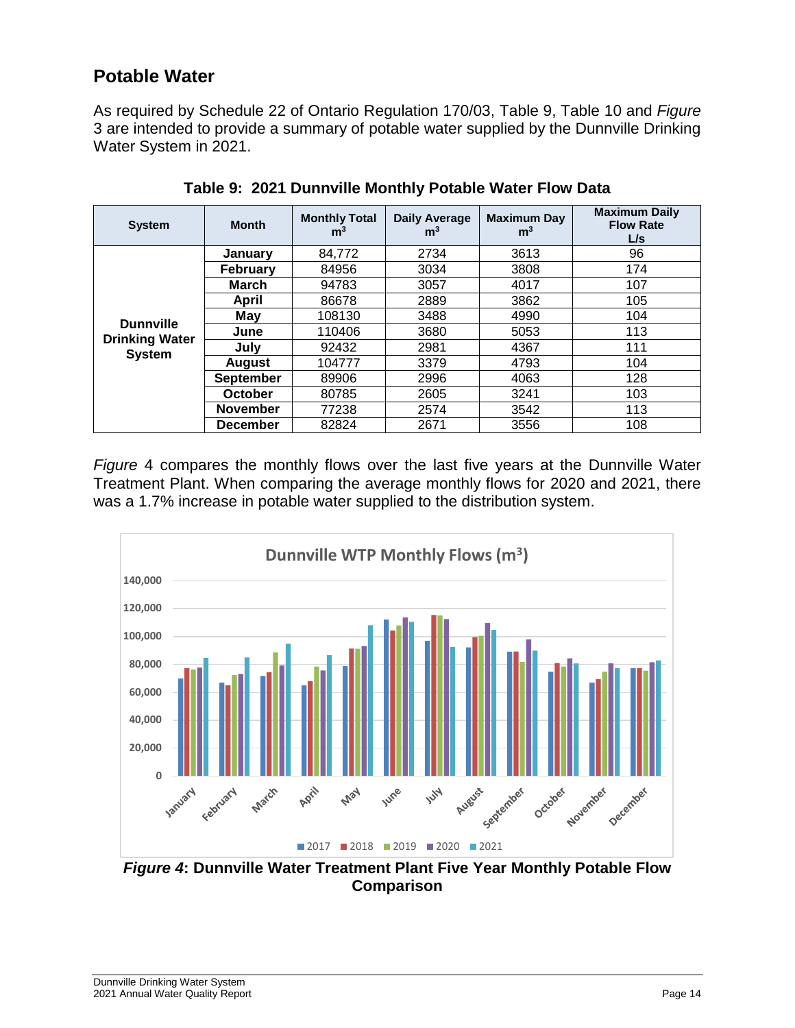## Potable Water

As required by Schedule 22 of Ontario Regulation 170/03, Table 9, Table 10 and *Figure* 3 are intended to provide a summary of potable water supplied by the Dunnville Drinking Water System in 2021.

**Table 9: 2021 Dunnville Monthly Potable Water Flow Data**

| System | Month | Monthly Total $m^3$ | Daily Average $m^3$ | Maximum Day $m^3$ | Maximum Daily Flow Rate L/s |
|---|---|---|---|---|---|
| Dunnville Drinking Water System | January | 84,772 | 2734 | 3613 | 96 |
| | February | 84956 | 3034 | 3808 | 174 |
| | March | 94783 | 3057 | 4017 | 107 |
| | April | 86678 | 2889 | 3862 | 105 |
| | May | 108130 | 3488 | 4990 | 104 |
| | June | 110406 | 3680 | 5053 | 113 |
| | July | 92432 | 2981 | 4367 | 111 |
| | August | 104777 | 3379 | 4793 | 104 |
| | September | 89906 | 2996 | 4063 | 128 |
| | October | 80785 | 2605 | 3241 | 103 |
| | November | 77238 | 2574 | 3542 | 113 |
| | December | 82824 | 2671 | 3556 | 108 |

*Figure* 4 compares the monthly flows over the last five years at the Dunnville Water Treatment Plant. When comparing the average monthly flows for 2020 and 2021, there was a 1.7% increase in potable water supplied to the distribution system.

***Figure 4*: Dunnville Water Treatment Plant Five Year Monthly Potable Flow Comparison**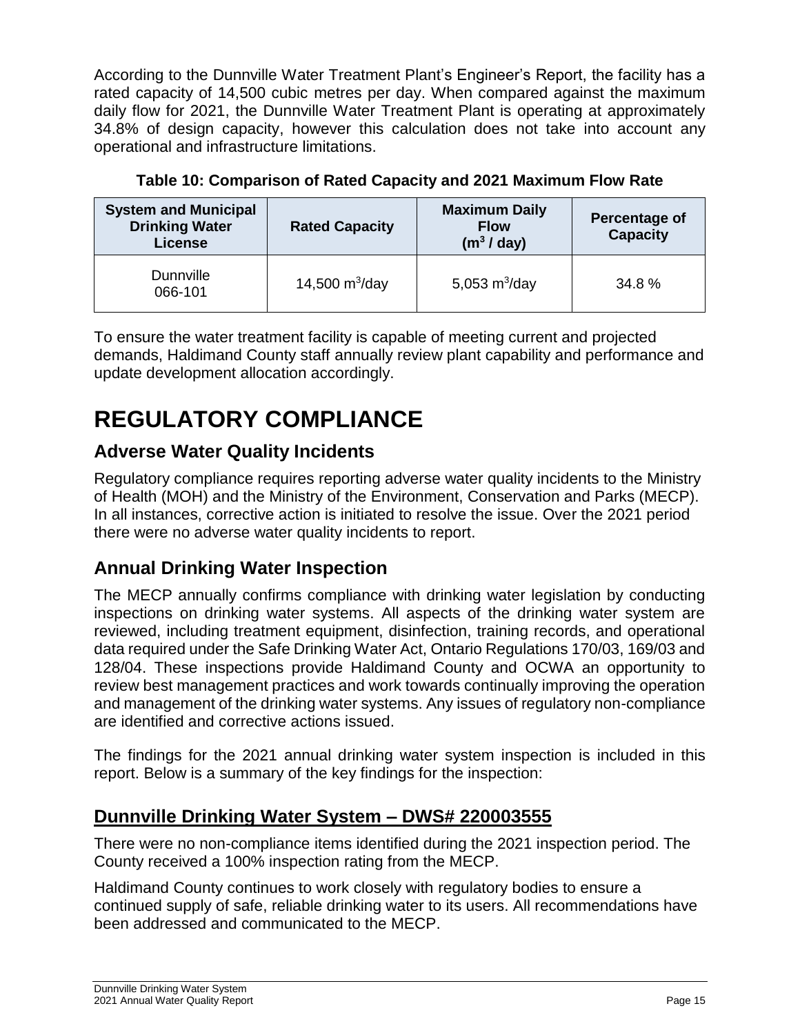According to the Dunnville Water Treatment Plant's Engineer's Report, the facility has a rated capacity of 14,500 cubic metres per day. When compared against the maximum daily flow for 2021, the Dunnville Water Treatment Plant is operating at approximately 34.8% of design capacity, however this calculation does not take into account any operational and infrastructure limitations.

**Table 10: Comparison of Rated Capacity and 2021 Maximum Flow Rate**

| System and Municipal Drinking Water License | Rated Capacity | Maximum Daily Flow ($m^3$ / day) | Percentage of Capacity |
|---|---|---|---|
| Dunnville 066-101 | 14,500 $m^3$/day | 5,053 $m^3$/day | 34.8 % |

To ensure the water treatment facility is capable of meeting current and projected demands, Haldimand County staff annually review plant capability and performance and update development allocation accordingly.

# REGULATORY COMPLIANCE

## Adverse Water Quality Incidents

Regulatory compliance requires reporting adverse water quality incidents to the Ministry of Health (MOH) and the Ministry of the Environment, Conservation and Parks (MECP). In all instances, corrective action is initiated to resolve the issue. Over the 2021 period there were no adverse water quality incidents to report.

## Annual Drinking Water Inspection

The MECP annually confirms compliance with drinking water legislation by conducting inspections on drinking water systems. All aspects of the drinking water system are reviewed, including treatment equipment, disinfection, training records, and operational data required under the Safe Drinking Water Act, Ontario Regulations 170/03, 169/03 and 128/04. These inspections provide Haldimand County and OCWA an opportunity to review best management practices and work towards continually improving the operation and management of the drinking water systems. Any issues of regulatory non-compliance are identified and corrective actions issued.

The findings for the 2021 annual drinking water system inspection is included in this report. Below is a summary of the key findings for the inspection:

### Dunnville Drinking Water System – DWS# 220003555

There were no non-compliance items identified during the 2021 inspection period. The County received a 100% inspection rating from the MECP.

Haldimand County continues to work closely with regulatory bodies to ensure a continued supply of safe, reliable drinking water to its users. All recommendations have been addressed and communicated to the MECP.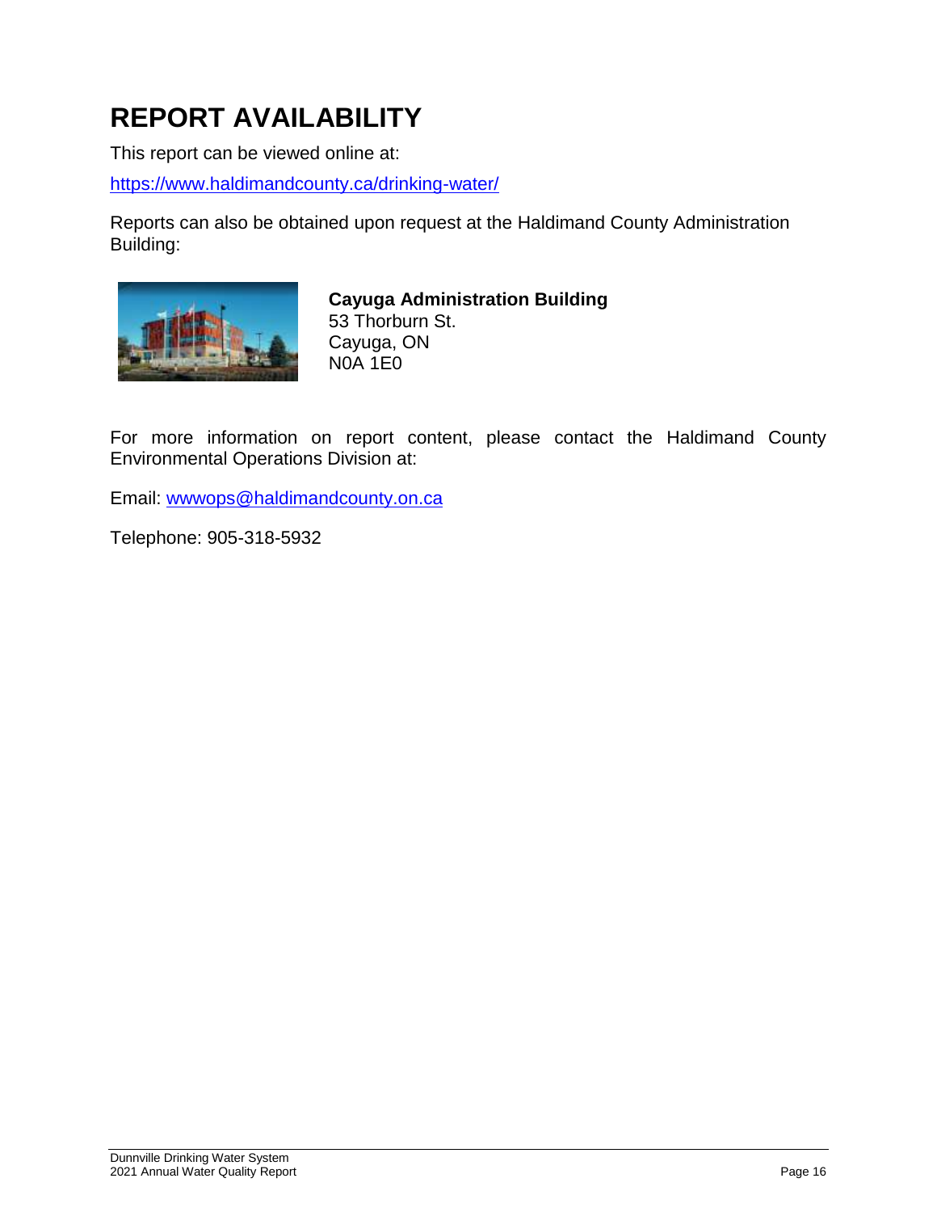# REPORT AVAILABILITY

This report can be viewed online at:

https://www.haldimandcounty.ca/drinking-water/

Reports can also be obtained upon request at the Haldimand County Administration Building:

**Cayuga Administration Building**
53 Thorburn St.
Cayuga, ON
N0A 1E0

For more information on report content, please contact the Haldimand County Environmental Operations Division at:

Email: wwwops@haldimandcounty.on.ca

Telephone: 905-318-5932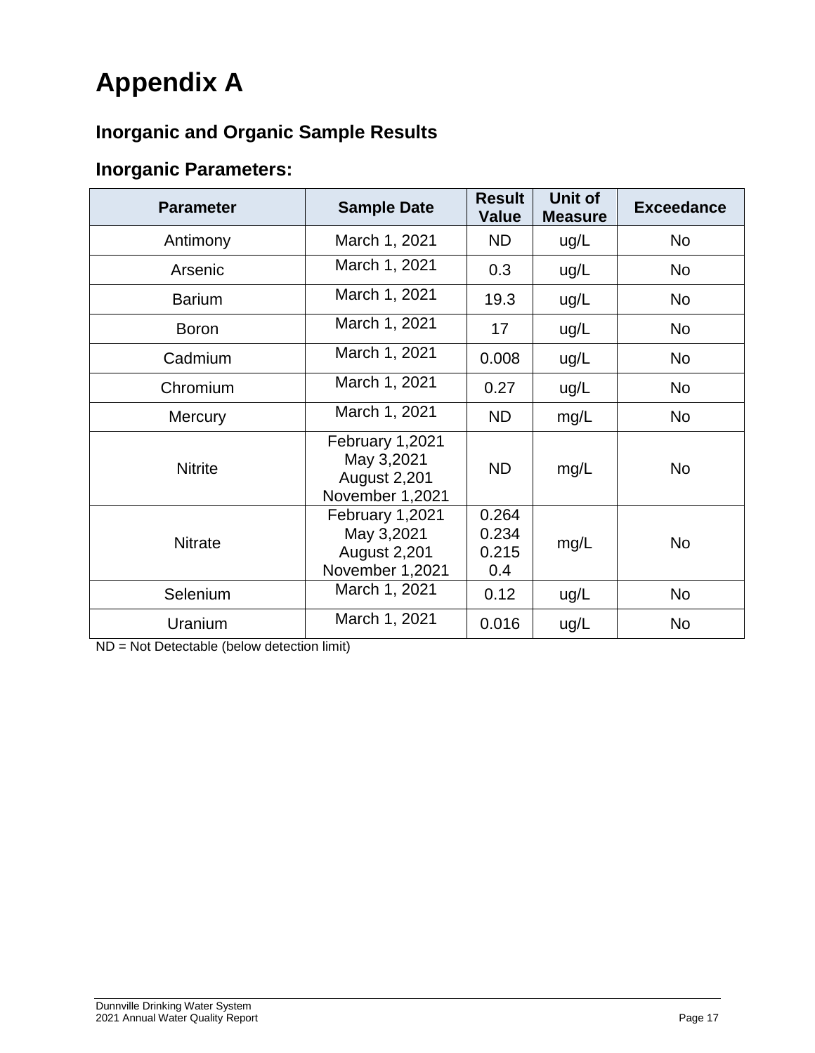# Appendix A

## Inorganic and Organic Sample Results

## Inorganic Parameters:

| Parameter | Sample Date | Result Value | Unit of Measure | Exceedance |
|---|---|---|---|---|
| Antimony | March 1, 2021 | ND | ug/L | No |
| Arsenic | March 1, 2021 | 0.3 | ug/L | No |
| Barium | March 1, 2021 | 19.3 | ug/L | No |
| Boron | March 1, 2021 | 17 | ug/L | No |
| Cadmium | March 1, 2021 | 0.008 | ug/L | No |
| Chromium | March 1, 2021 | 0.27 | ug/L | No |
| Mercury | March 1, 2021 | ND | mg/L | No |
| Nitrite | February 1,2021<br>May 3,2021<br>August 2,201<br>November 1,2021 | ND | mg/L | No |
| Nitrate | February 1,2021<br>May 3,2021<br>August 2,201<br>November 1,2021 | 0.264<br>0.234<br>0.215<br>0.4 | mg/L | No |
| Selenium | March 1, 2021 | 0.12 | ug/L | No |
| Uranium | March 1, 2021 | 0.016 | ug/L | No |

ND = Not Detectable (below detection limit)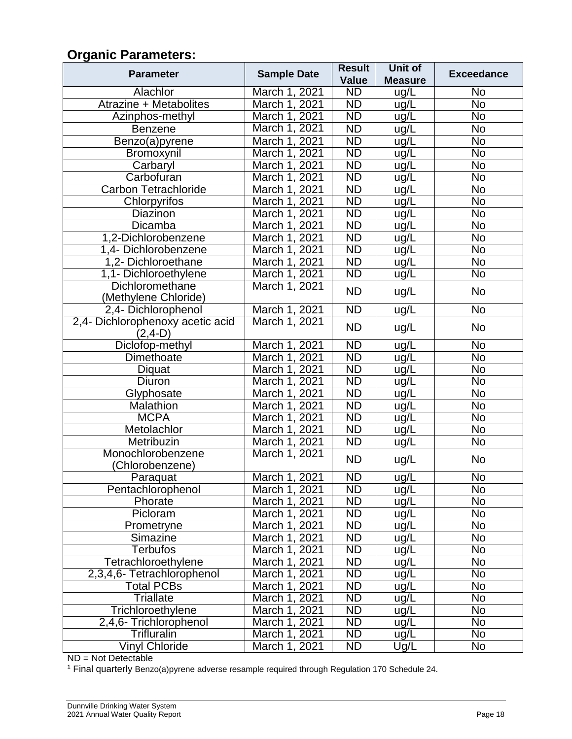## Organic Parameters:

| Parameter | Sample Date | Result Value | Unit of Measure | Exceedance |
|---|---|---|---|---|
| Alachlor | March 1, 2021 | ND | ug/L | No |
| Atrazine + Metabolites | March 1, 2021 | ND | ug/L | No |
| Azinphos-methyl | March 1, 2021 | ND | ug/L | No |
| Benzene | March 1, 2021 | ND | ug/L | No |
| Benzo(a)pyrene | March 1, 2021 | ND | ug/L | No |
| Bromoxynil | March 1, 2021 | ND | ug/L | No |
| Carbaryl | March 1, 2021 | ND | ug/L | No |
| Carbofuran | March 1, 2021 | ND | ug/L | No |
| Carbon Tetrachloride | March 1, 2021 | ND | ug/L | No |
| Chlorpyrifos | March 1, 2021 | ND | ug/L | No |
| Diazinon | March 1, 2021 | ND | ug/L | No |
| Dicamba | March 1, 2021 | ND | ug/L | No |
| 1,2-Dichlorobenzene | March 1, 2021 | ND | ug/L | No |
| 1,4- Dichlorobenzene | March 1, 2021 | ND | ug/L | No |
| 1,2- Dichloroethane | March 1, 2021 | ND | ug/L | No |
| 1,1- Dichloroethylene | March 1, 2021 | ND | ug/L | No |
| Dichloromethane (Methylene Chloride) | March 1, 2021 | ND | ug/L | No |
| 2,4- Dichlorophenol | March 1, 2021 | ND | ug/L | No |
| 2,4- Dichlorophenoxy acetic acid (2,4-D) | March 1, 2021 | ND | ug/L | No |
| Diclofop-methyl | March 1, 2021 | ND | ug/L | No |
| Dimethoate | March 1, 2021 | ND | ug/L | No |
| Diquat | March 1, 2021 | ND | ug/L | No |
| Diuron | March 1, 2021 | ND | ug/L | No |
| Glyphosate | March 1, 2021 | ND | ug/L | No |
| Malathion | March 1, 2021 | ND | ug/L | No |
| MCPA | March 1, 2021 | ND | ug/L | No |
| Metolachlor | March 1, 2021 | ND | ug/L | No |
| Metribuzin | March 1, 2021 | ND | ug/L | No |
| Monochlorobenzene (Chlorobenzene) | March 1, 2021 | ND | ug/L | No |
| Paraquat | March 1, 2021 | ND | ug/L | No |
| Pentachlorophenol | March 1, 2021 | ND | ug/L | No |
| Phorate | March 1, 2021 | ND | ug/L | No |
| Picloram | March 1, 2021 | ND | ug/L | No |
| Prometryne | March 1, 2021 | ND | ug/L | No |
| Simazine | March 1, 2021 | ND | ug/L | No |
| Terbufos | March 1, 2021 | ND | ug/L | No |
| Tetrachloroethylene | March 1, 2021 | ND | ug/L | No |
| 2,3,4,6- Tetrachlorophenol | March 1, 2021 | ND | ug/L | No |
| Total PCBs | March 1, 2021 | ND | ug/L | No |
| Triallate | March 1, 2021 | ND | ug/L | No |
| Trichloroethylene | March 1, 2021 | ND | ug/L | No |
| 2,4,6- Trichlorophenol | March 1, 2021 | ND | ug/L | No |
| Trifluralin | March 1, 2021 | ND | ug/L | No |
| Vinyl Chloride | March 1, 2021 | ND | Ug/L | No |

ND = Not Detectable

[1] Final quarterly Benzo(a)pyrene adverse resample required through Regulation 170 Schedule 24.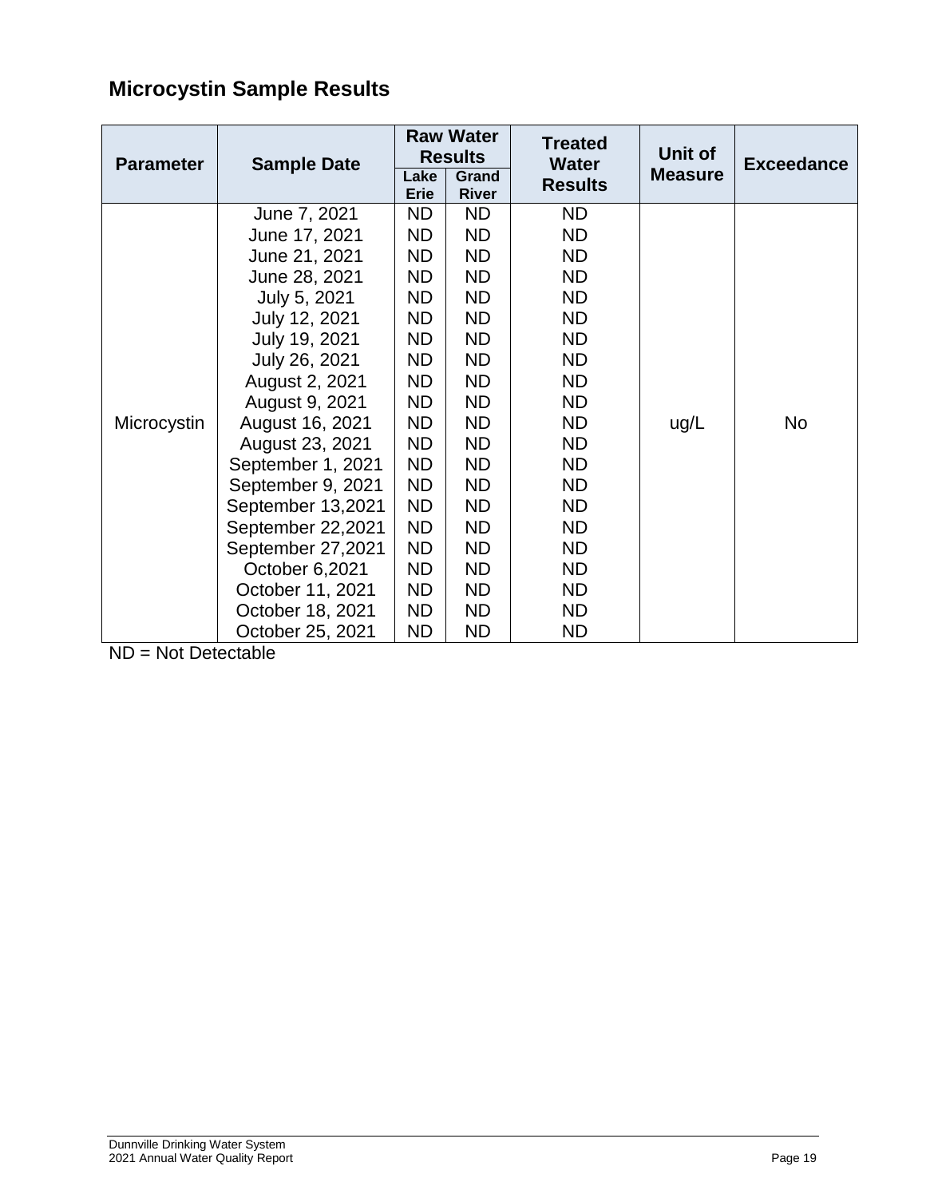## Microcystin Sample Results

| Parameter | Sample Date | Raw Water Results | | Treated Water Results | Unit of Measure | Exceedance |
|---|---|---|---|---|---|---|
| | | Lake Erie | Grand River | | | |
| Microcystin | June 7, 2021 | ND | ND | ND | ug/L | No |
| | June 17, 2021 | ND | ND | ND | | |
| | June 21, 2021 | ND | ND | ND | | |
| | June 28, 2021 | ND | ND | ND | | |
| | July 5, 2021 | ND | ND | ND | | |
| | July 12, 2021 | ND | ND | ND | | |
| | July 19, 2021 | ND | ND | ND | | |
| | July 26, 2021 | ND | ND | ND | | |
| | August 2, 2021 | ND | ND | ND | | |
| | August 9, 2021 | ND | ND | ND | | |
| | August 16, 2021 | ND | ND | ND | | |
| | August 23, 2021 | ND | ND | ND | | |
| | September 1, 2021 | ND | ND | ND | | |
| | September 9, 2021 | ND | ND | ND | | |
| | September 13,2021 | ND | ND | ND | | |
| | September 22,2021 | ND | ND | ND | | |
| | September 27,2021 | ND | ND | ND | | |
| | October 6,2021 | ND | ND | ND | | |
| | October 11, 2021 | ND | ND | ND | | |
| | October 18, 2021 | ND | ND | ND | | |
| | October 25, 2021 | ND | ND | ND | | |

ND = Not Detectable